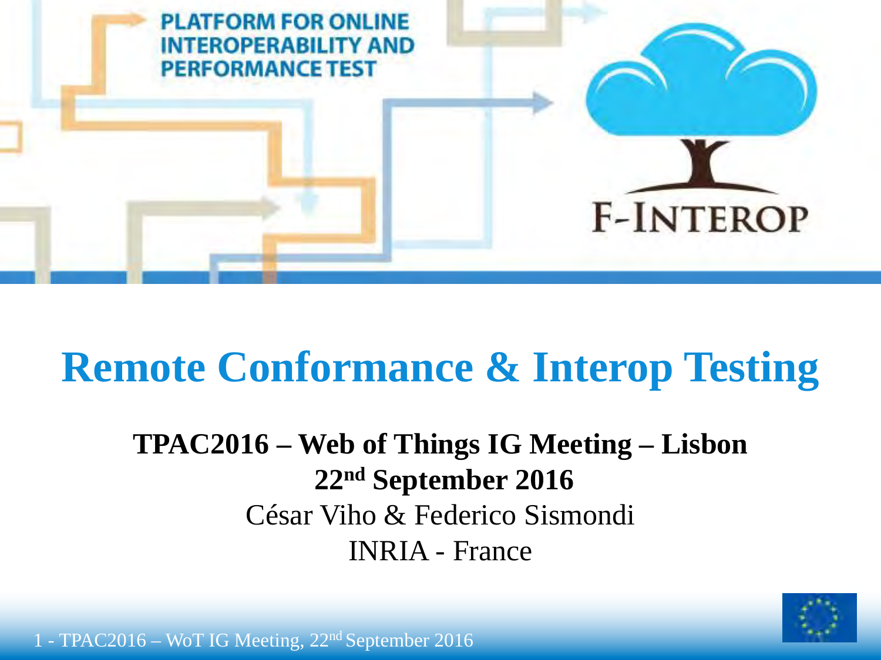PLATFORM FOR ONLINE INTEROPERABILITY AND PERFORMANCE TEST

F-INTEROP

# Remote Conformance & Interop Testing

**TPAC2016 – Web of Things IG Meeting – Lisbon**

**22nd September 2016**

César Viho & Federico Sismondi

INRIA - France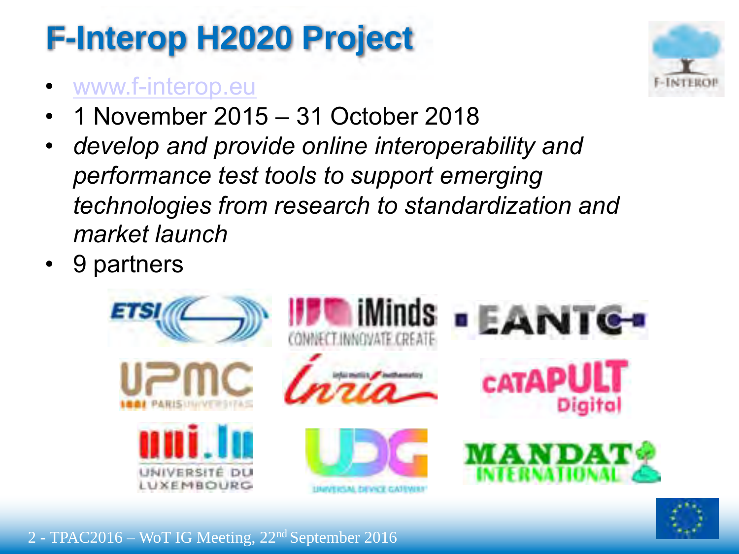# F-Interop H2020 Project

- www.f-interop.eu
- 1 November 2015 – 31 October 2018
- *develop and provide online interoperability and performance test tools to support emerging technologies from research to standardization and market launch*
- 9 partners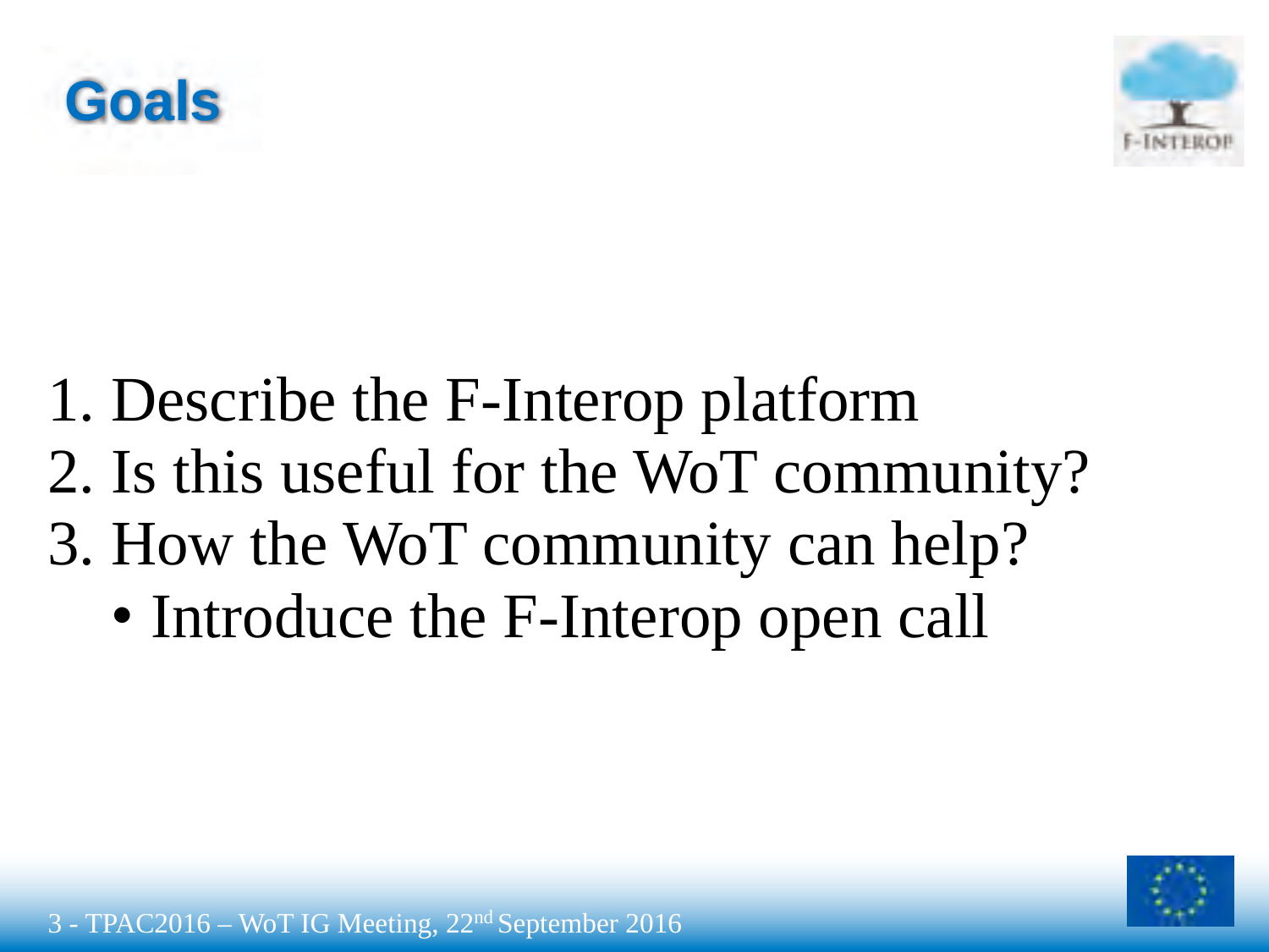# Goals

1. Describe the F-Interop platform
2. Is this useful for the WoT community?
3. How the WoT community can help?
   - Introduce the F-Interop open call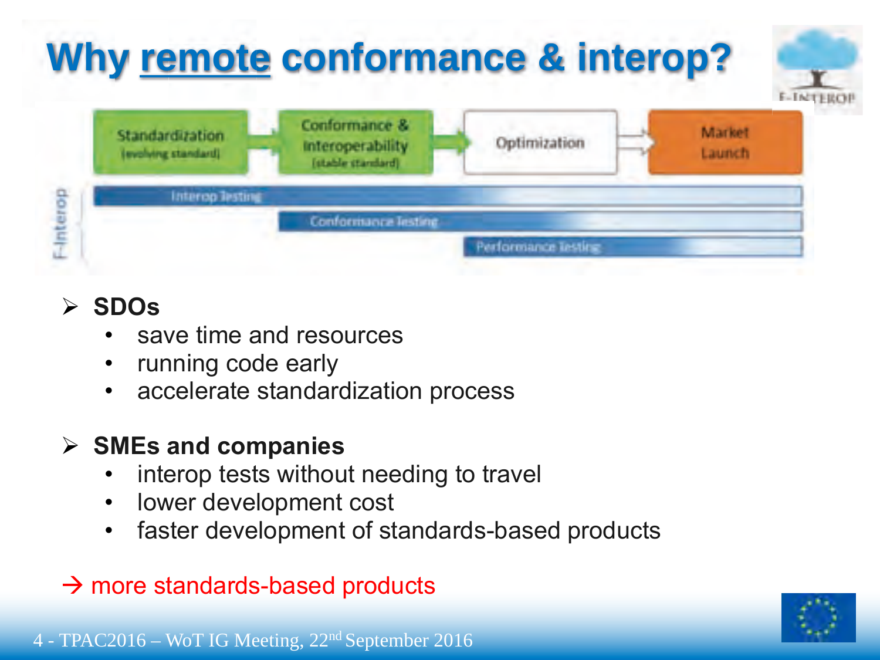# Why remote conformance & interop?

Standardization (evolving standard) → Conformance & Interoperability (stable standard) → Optimization → Market Launch

F-Interop:
- Interop Testing
- Conformance Testing
- Performance Testing

- **SDOs**
  - save time and resources
  - running code early
  - accelerate standardization process

- **SMEs and companies**
  - interop tests without needing to travel
  - lower development cost
  - faster development of standards-based products

→ more standards-based products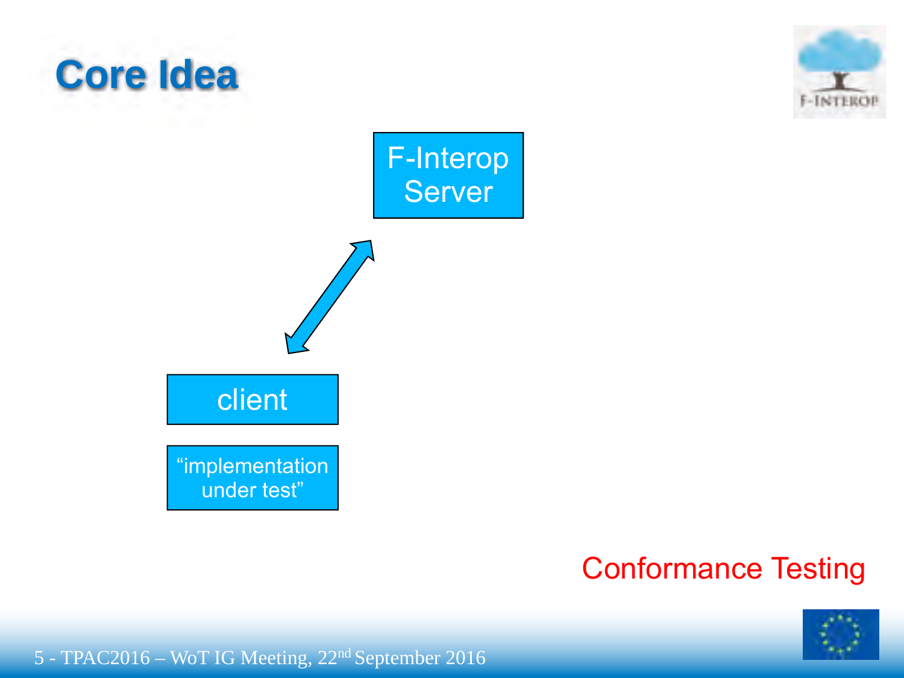# Core Idea

F-Interop Server

client

"implementation under test"

Conformance Testing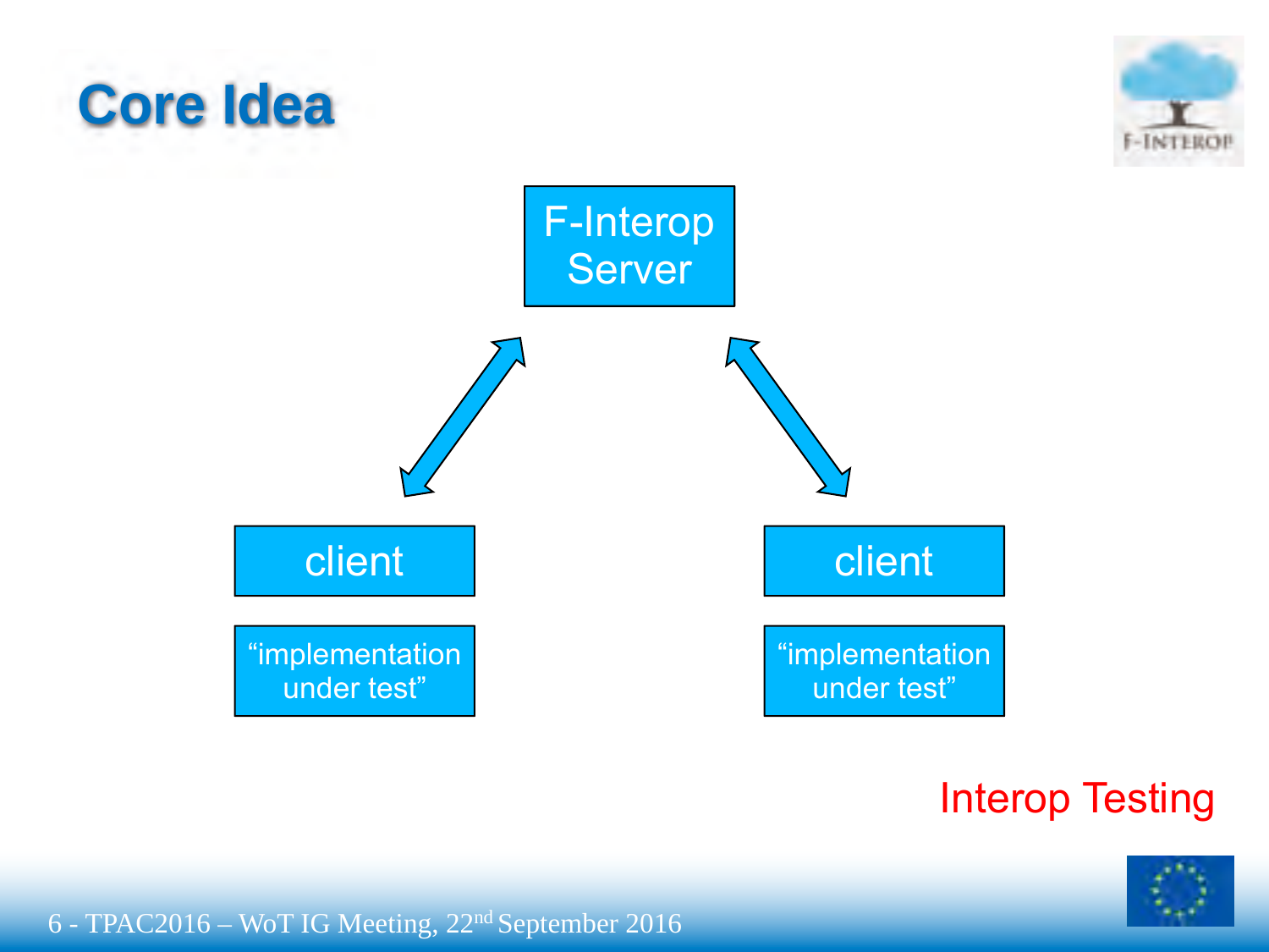# Core Idea

F-Interop Server

client

"implementation under test"

client

"implementation under test"

Interop Testing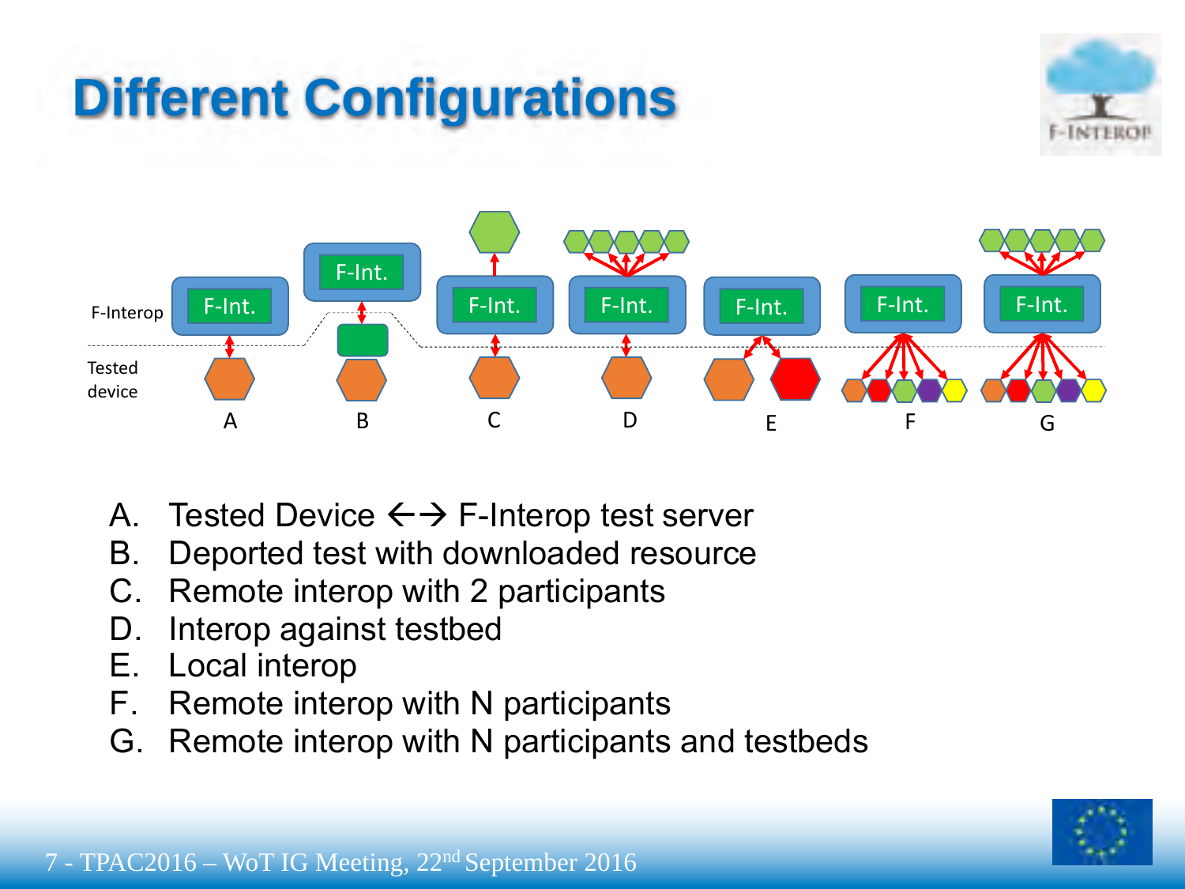# Different Configurations

F-Interop

Tested device

A. Tested Device ←→ F-Interop test server
B. Deported test with downloaded resource
C. Remote interop with 2 participants
D. Interop against testbed
E. Local interop
F. Remote interop with N participants
G. Remote interop with N participants and testbeds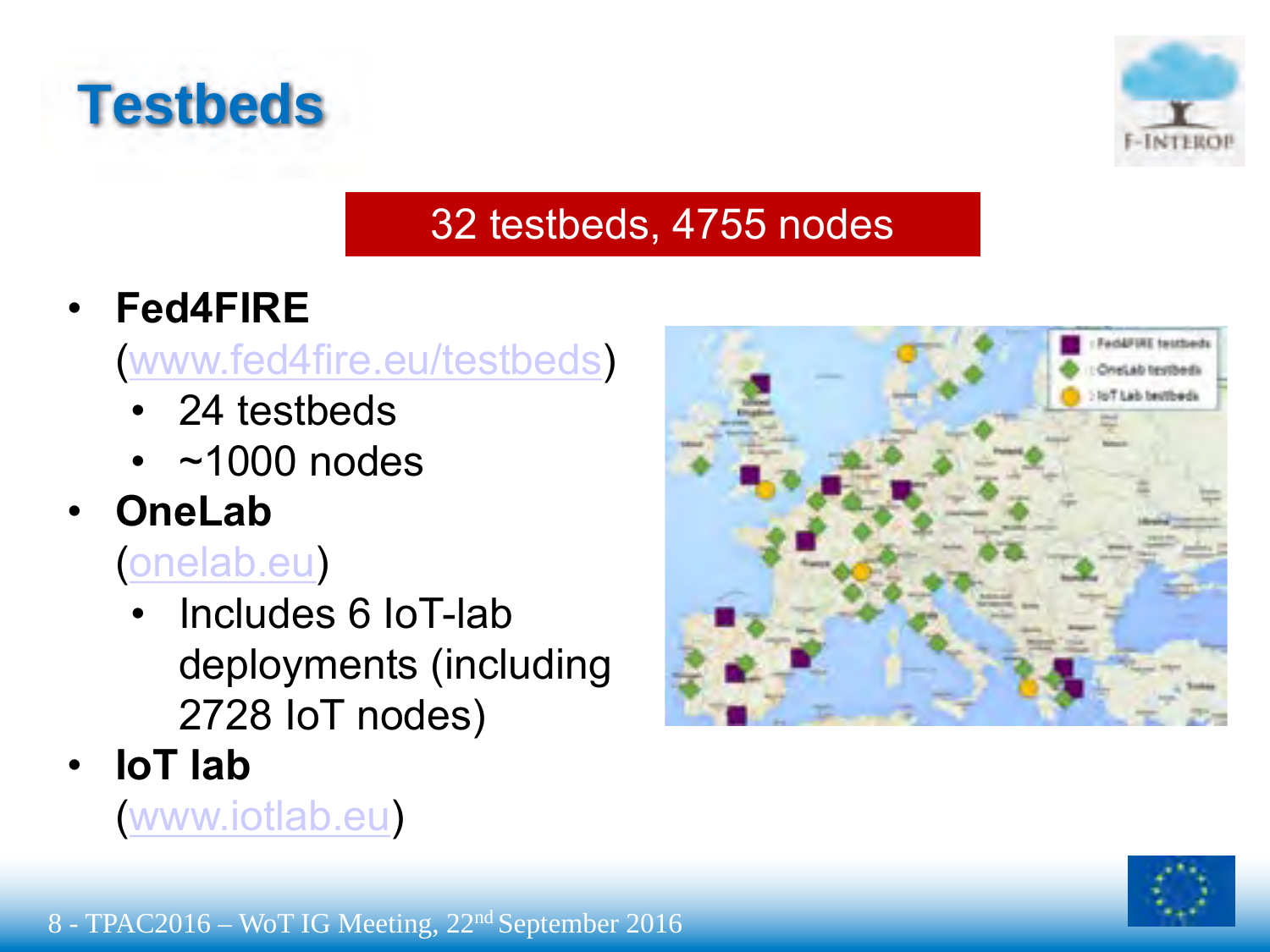# Testbeds

**32 testbeds, 4755 nodes**

- **Fed4FIRE** (www.fed4fire.eu/testbeds)
  - 24 testbeds
  - ~1000 nodes
- **OneLab** (onelab.eu)
  - Includes 6 IoT-lab deployments (including 2728 IoT nodes)
- **IoT lab** (www.iotlab.eu)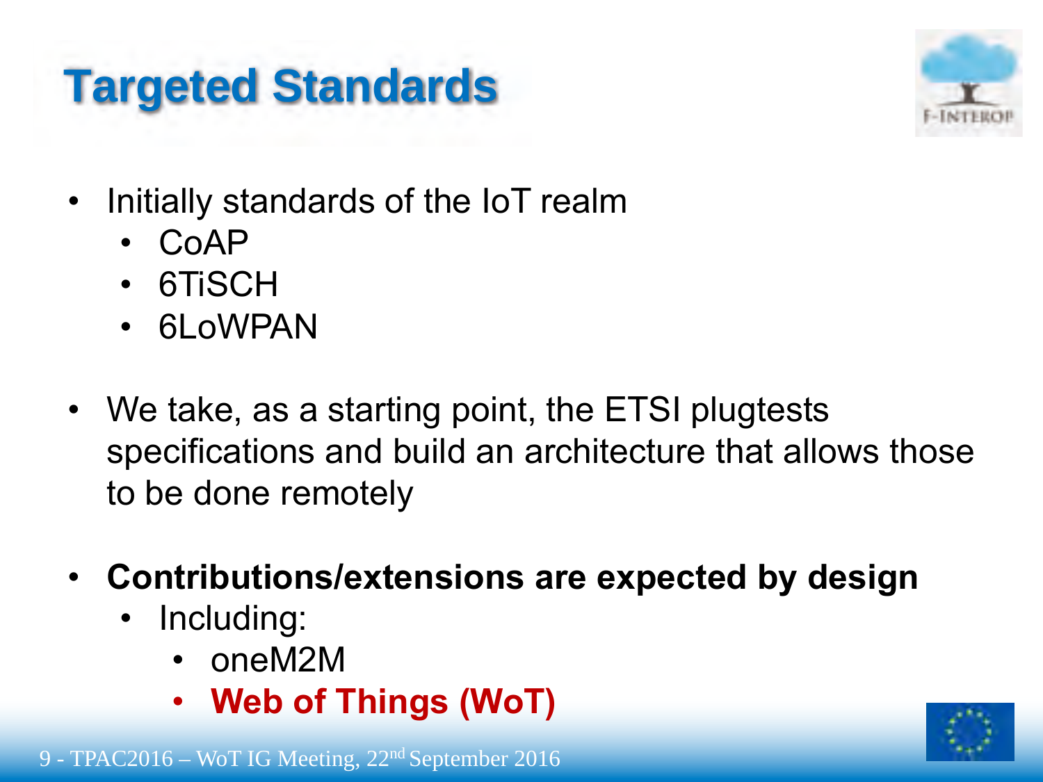# Targeted Standards

- Initially standards of the IoT realm
  - CoAP
  - 6TiSCH
  - 6LoWPAN
- We take, as a starting point, the ETSI plugtests specifications and build an architecture that allows those to be done remotely
- **Contributions/extensions are expected by design**
  - Including:
    - oneM2M
    - **Web of Things (WoT)**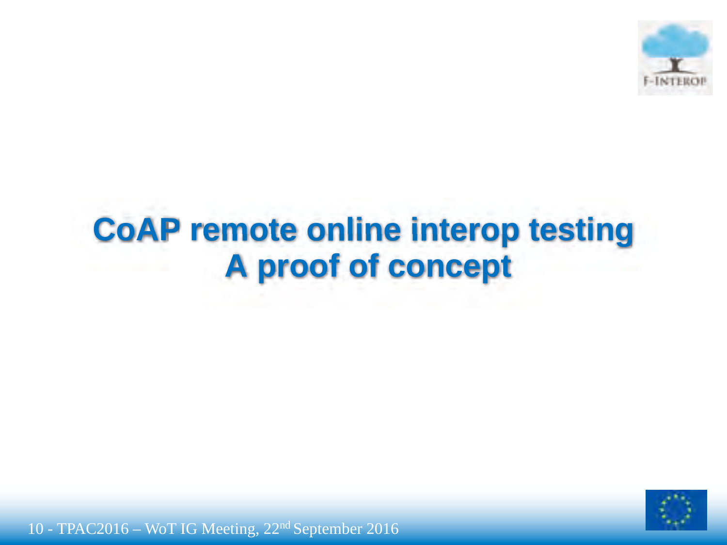# CoAP remote online interop testing
# A proof of concept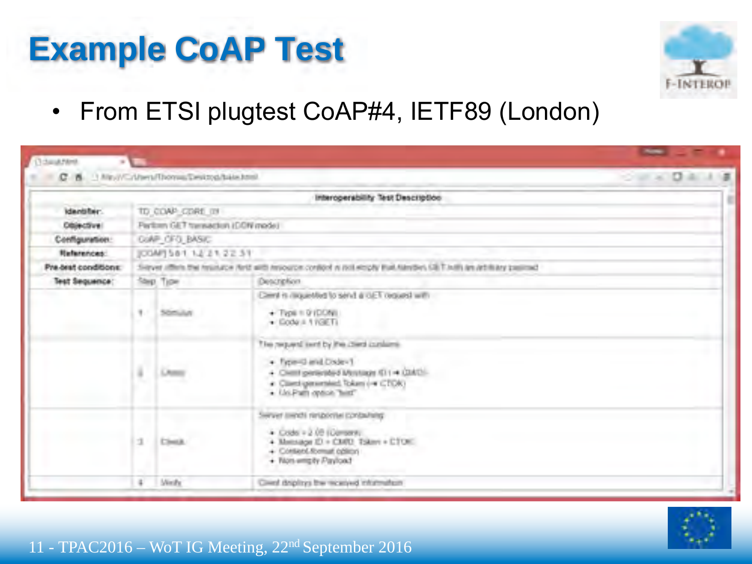# Example CoAP Test

- From ETSI plugtest CoAP#4, IETF89 (London)

| Interoperability Test Description | | | |
|---|---|---|---|
| **Identifier:** | TD_COAP_CORE_01 | | |
| **Objective:** | Perform GET transaction (CON mode) | | |
| **Configuration:** | CoAP_CFG_BASIC | | |
| **References:** | [COAP] 5.8.1, 1.2, 2.1, 2.2, 3.1 | | |
| **Pre-test conditions:** | Server offers the resource /test with resource content is not empty that handles GET with an arbitrary payload | | |
| **Test Sequence:** | Step | Type | Description |
| | 1 | Stimulus | Client is requested to send a GET request with:<br>• Type = 0 (CON)<br>• Code = 1 (GET) |
| | 2 | Check | The request sent by the client contains:<br>• Type=0 and Code=1<br>• Client-generated Message ID (→ CMID)<br>• Client-generated Token (→ CTOK)<br>• Uri-Path option "test" |
| | 3 | Check | Server sends response containing:<br>• Code = 2.05 (Content)<br>• Message ID = CMID, Token = CTOK<br>• Content-format option<br>• Non-empty Payload |
| | 4 | Verify | Client displays the received information |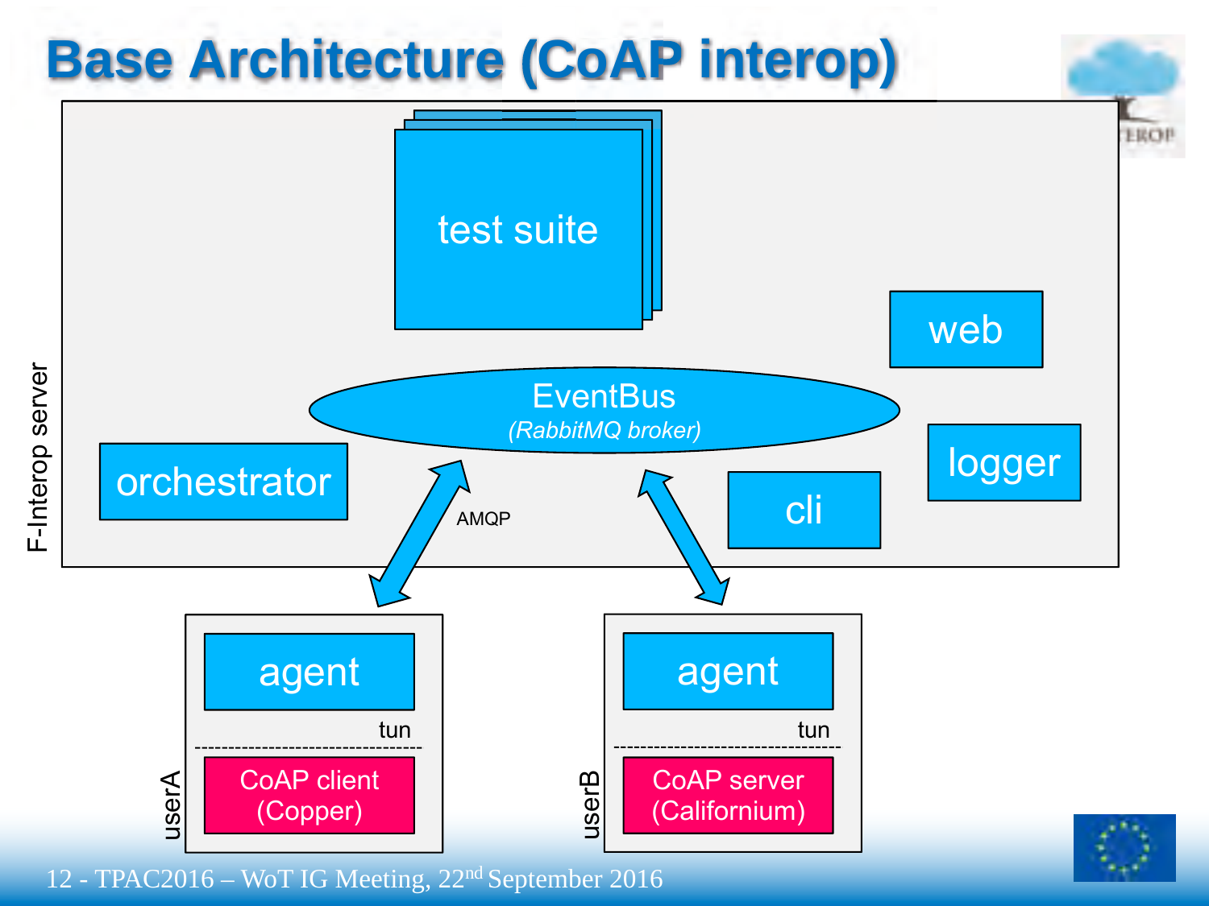# Base Architecture (CoAP interop)

F-Interop server

- test suite
- web
- EventBus *(RabbitMQ broker)*
- orchestrator
- logger
- cli

AMQP

userA

- agent
- tun
- CoAP client (Copper)

userB

- agent
- tun
- CoAP server (Californium)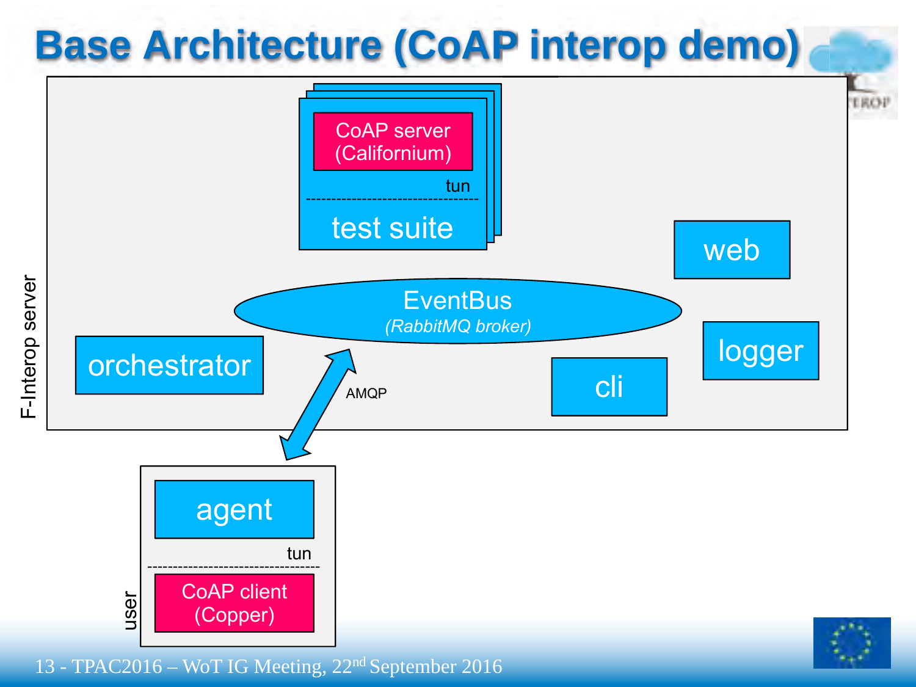# Base Architecture (CoAP interop demo)

**F-Interop server**

- CoAP server (Californium)
- tun
- test suite
- web
- EventBus *(RabbitMQ broker)*
- orchestrator
- logger
- cli
- AMQP

**user**

- agent
- tun
- CoAP client (Copper)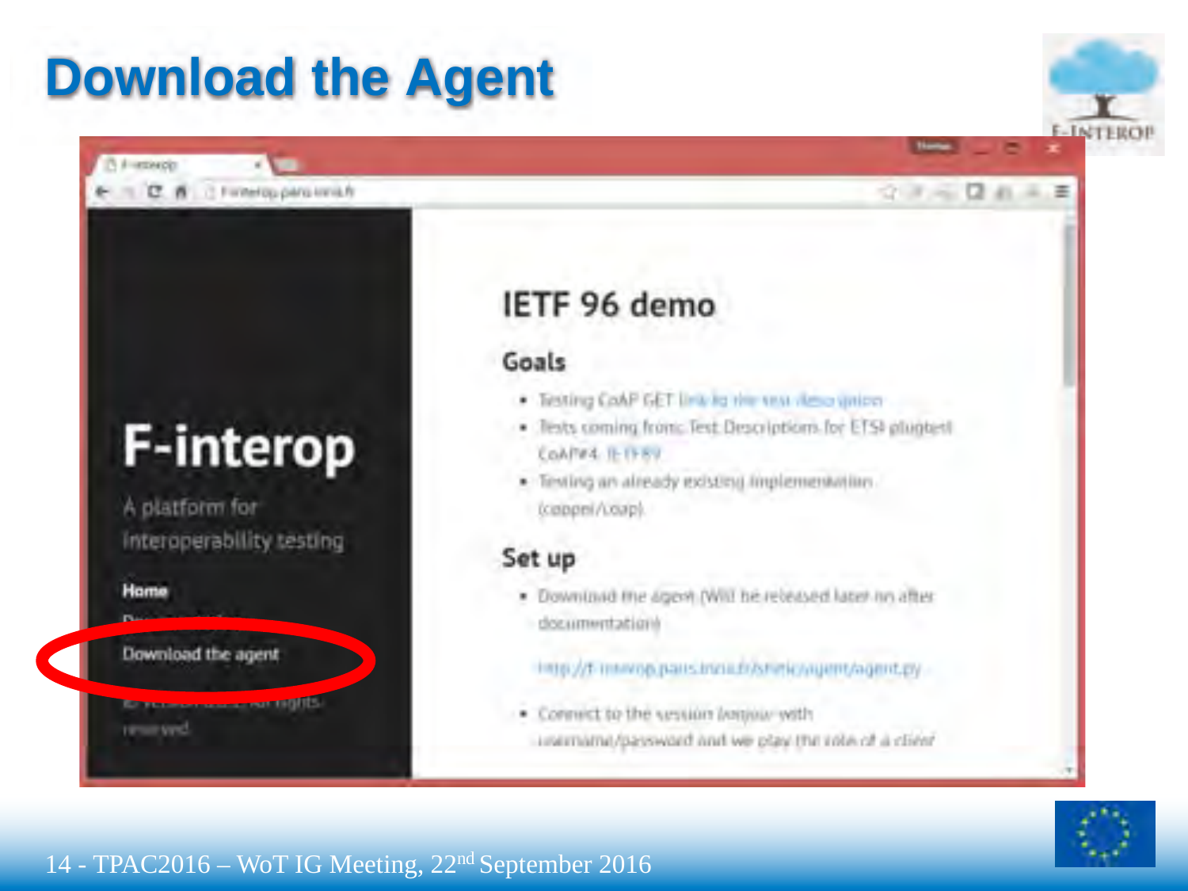# Download the Agent

F-interop

A platform for interoperability testing

Home

Download the agent

## IETF 96 demo

### Goals

- Testing CoAP GET link to the test description
- Tests coming from: Test Descriptions for ETSI plugtest CoAP#4: TD_COAP_CORE_01
- Testing an already existing implementation (coapthon/coap)

### Set up

- Download the agent (Will be released later on after documentation)

  http://f-interop.paris.inria.fr/static/agent/agent.py

- Connect to the session (login) with username/password and we play the role of a client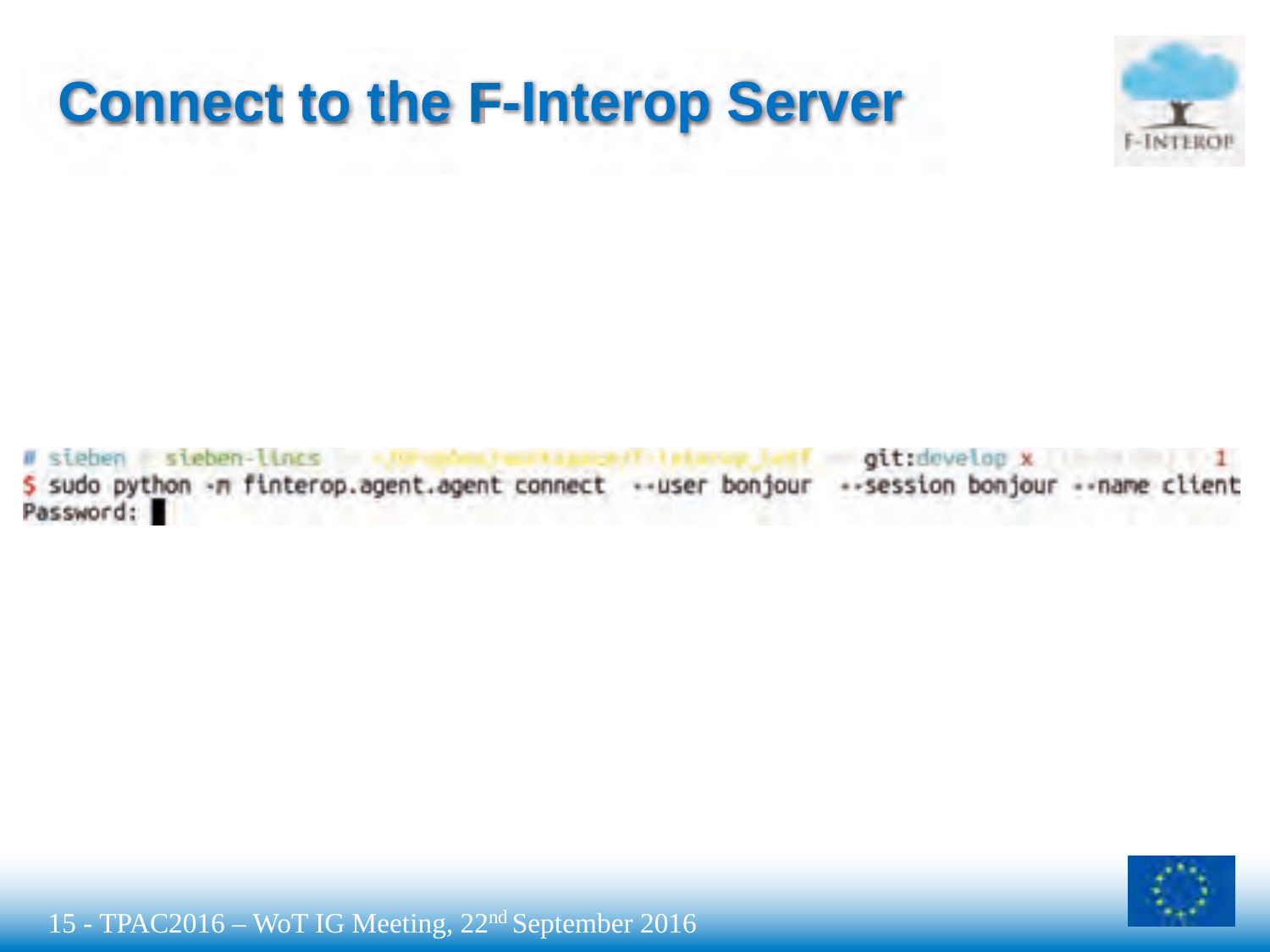# Connect to the F-Interop Server

```
# sieben  sieben-lincs  git:develop x  1
$ sudo python -m finterop.agent.agent connect --user bonjour --session bonjour --name client
Password:
```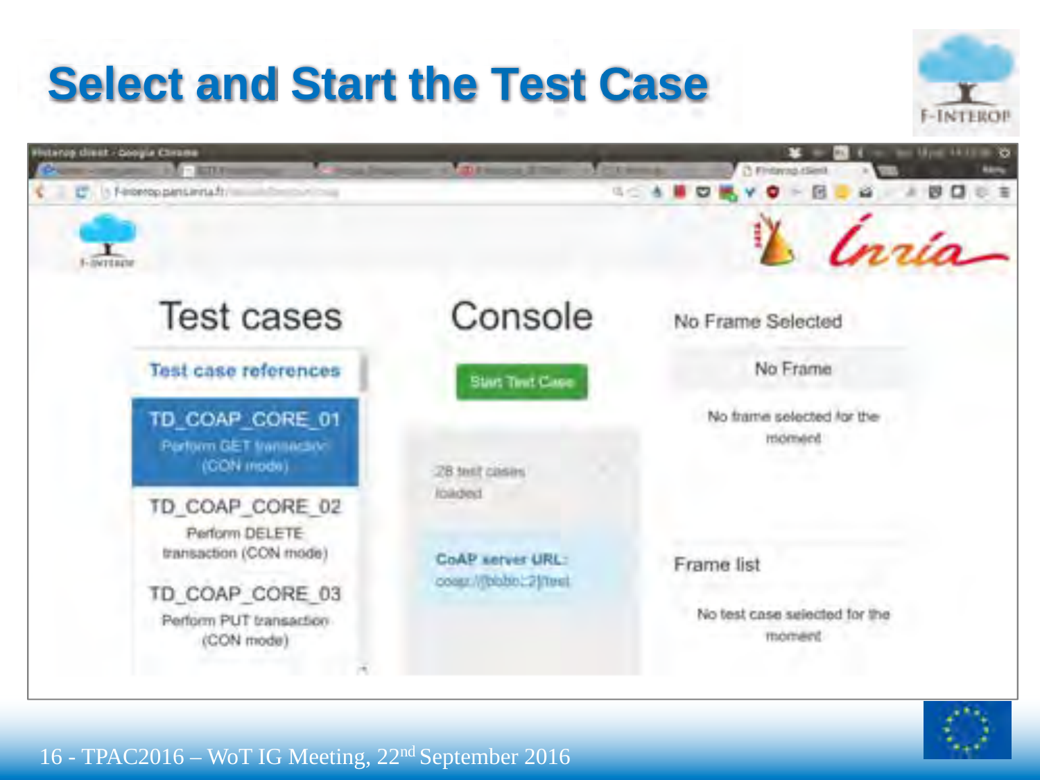# Select and Start the Test Case

Test cases

Test case references

TD_COAP_CORE_01
Perform GET transaction (CON mode)

TD_COAP_CORE_02
Perform DELETE transaction (CON mode)

TD_COAP_CORE_03
Perform PUT transaction (CON mode)

Console

Start Test Case

28 test cases loaded

CoAP server URL:
coap://[bbbb::2]/test

No Frame Selected

No Frame

No frame selected for the moment

Frame list

No test case selected for the moment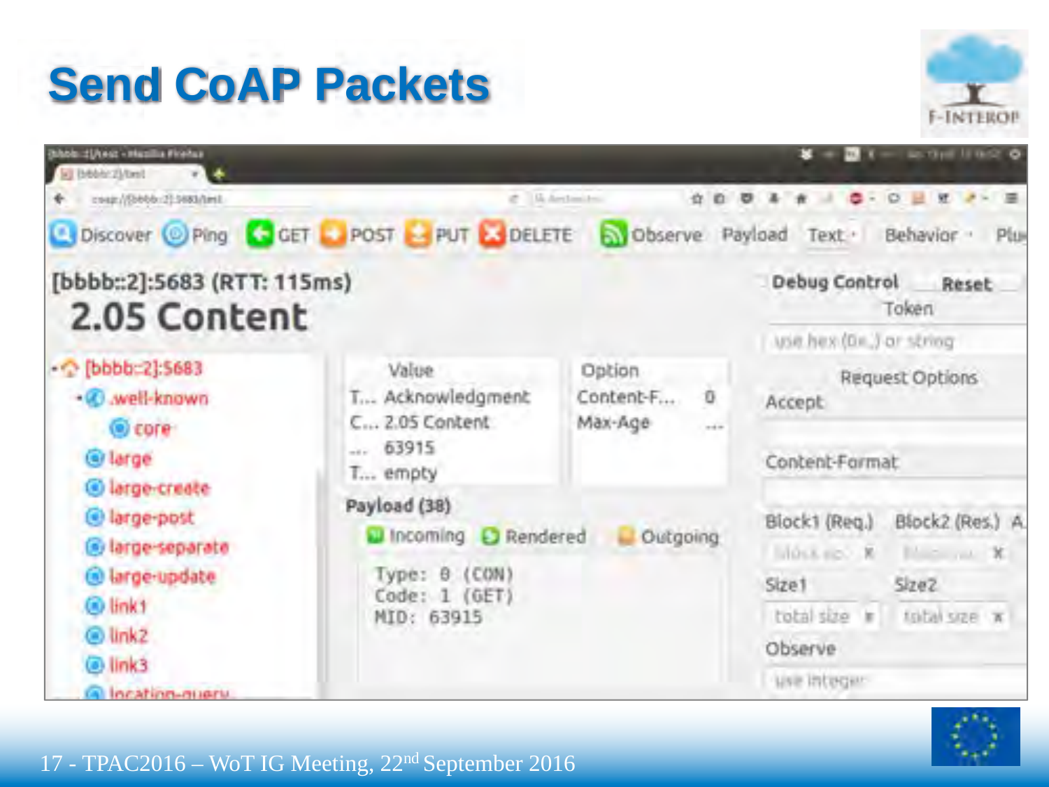# Send CoAP Packets

[bbbb::2]:5683 (RTT: 115ms)

2.05 Content

- [bbbb::2]:5683
  - .well-known
    - core
  - large
  - large-create
  - large-post
  - large-separate
  - large-update
  - link1
  - link2
  - link3
  - location-query

| Value | |
|---|---|
| T... | Acknowledgment |
| C... | 2.05 Content |
| ... | 63915 |
| T... | empty |

| Option | |
|---|---|
| Content-F... | 0 |
| Max-Age | ... |

Payload (38)

Incoming | Rendered | Outgoing

```
Type: 0 (CON)
Code: 1 (GET)
MID: 63915
```

Debug Control — Reset

Token: use hex (0x..) or string

Request Options

Accept

Content-Format

Block1 (Req.) | Block2 (Res.)

Size1: total size | Size2: total size

Observe: use integer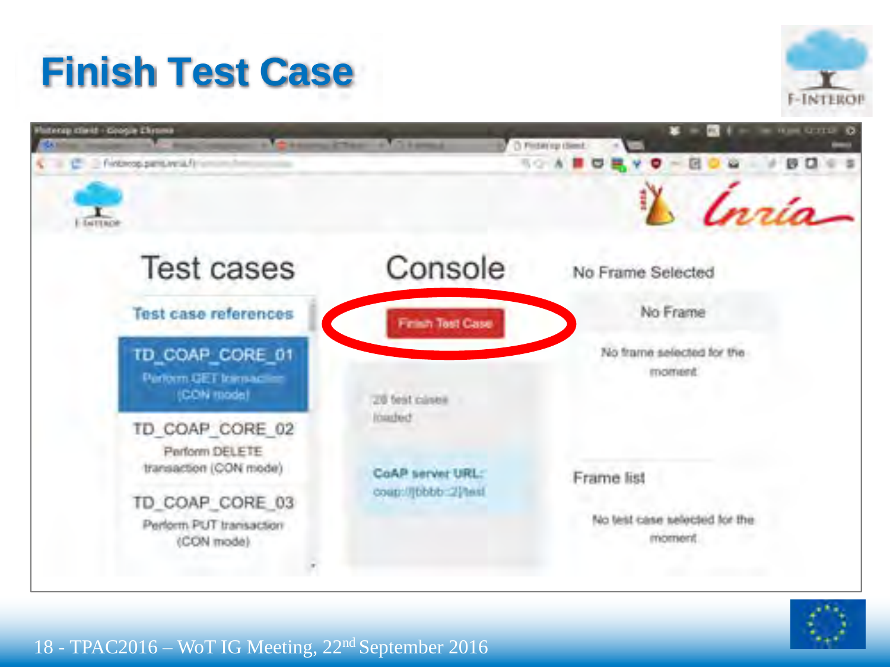# Finish Test Case

## Test cases

**Test case references**

**TD_COAP_CORE_01**
Perform GET transaction (CON mode)

**TD_COAP_CORE_02**
Perform DELETE transaction (CON mode)

**TD_COAP_CORE_03**
Perform PUT transaction (CON mode)

## Console

Finish Test Case

28 test cases loaded

**CoAP server URL:**
coap://[bbbb::2]/test

## No Frame Selected

No Frame

No frame selected for the moment

## Frame list

No test case selected for the moment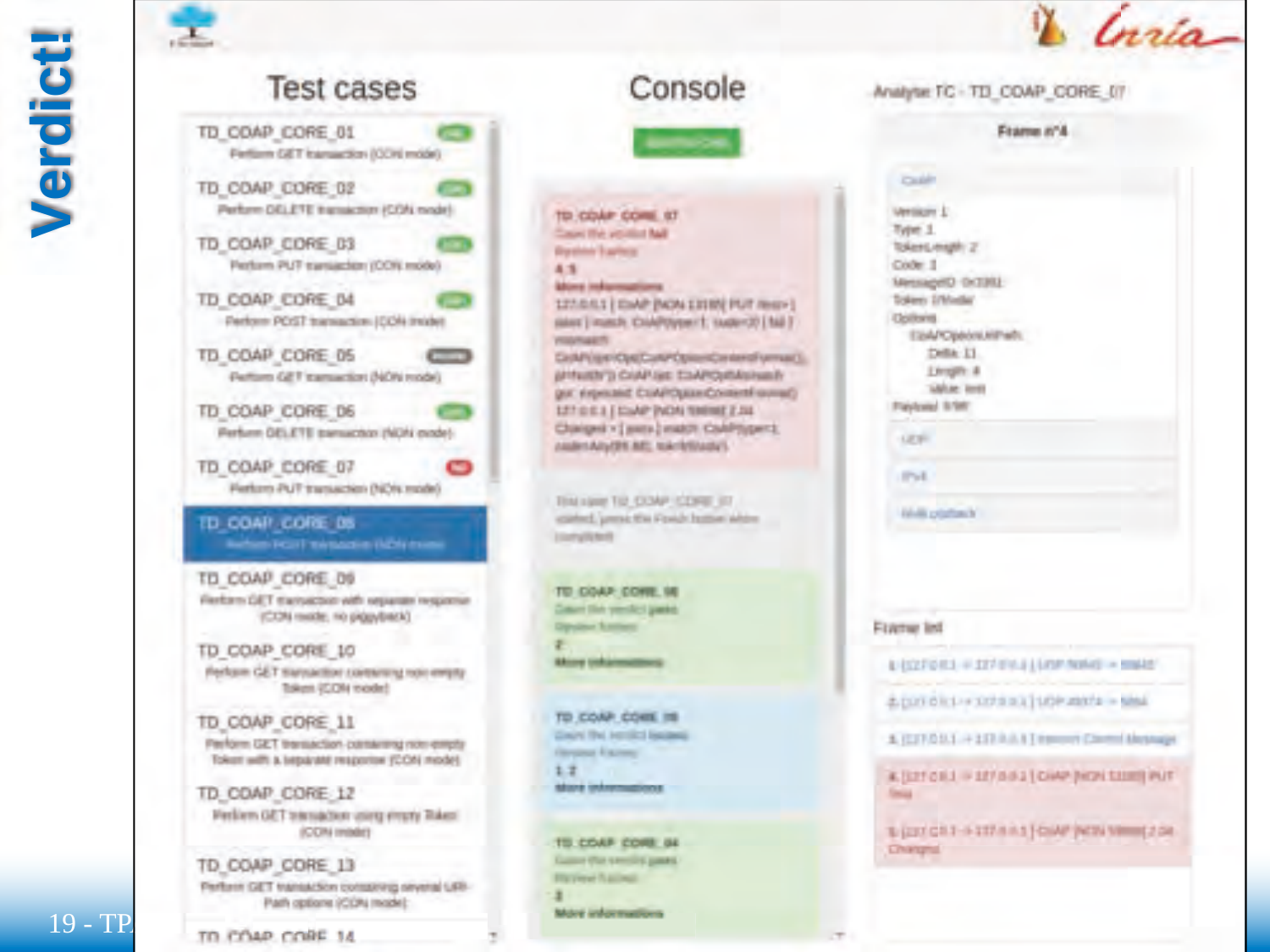# Verdict!

## Test cases

- **TD_COAP_CORE_01** — Perform GET transaction (CON mode)
- **TD_COAP_CORE_02** — Perform DELETE transaction (CON mode)
- **TD_COAP_CORE_03** — Perform PUT transaction (CON mode)
- **TD_COAP_CORE_04** — Perform POST transaction (CON mode)
- **TD_COAP_CORE_05** — Perform GET transaction (NON mode)
- **TD_COAP_CORE_06** — Perform DELETE transaction (NON mode)
- **TD_COAP_CORE_07** — Perform PUT transaction (NON mode)
- **TD_COAP_CORE_08** — Perform POST transaction (NON mode)
- **TD_COAP_CORE_09** — Perform GET transaction with separate response (CON mode, no piggyback)
- **TD_COAP_CORE_10** — Perform GET transaction containing non-empty Token (CON mode)
- **TD_COAP_CORE_11** — Perform GET transaction containing non-empty Token with a separate response (CON mode)
- **TD_COAP_CORE_12** — Perform GET transaction using empty Token (CON mode)
- **TD_COAP_CORE_13** — Perform GET transaction containing several URI-Path options (CON mode)
- **TD_COAP_CORE_14**

## Console

**TD_COAP_CORE_07**
Gave the verdict **fail**
4, 5
**More informations**
127.0.0.1 | CoAP [NON 13180] PUT /test> | ... | match: CoAP(type=1, code=3) | fail | mismatch
...
127.0.0.1 | CoAP [NON 59898] 2.04 Changed > | ... | match: CoAP(type=1, ...)

Test case TD_COAP_CORE_07 started, press the Finish button when completed

**TD_COAP_CORE_06**
Gave the verdict **pass**
2
**More informations**

**TD_COAP_CORE_05**
Gave the verdict **inconc**
1, 2
**More informations**

**TD_COAP_CORE_04**
Gave the verdict **pass**
3
**More informations**

## Analyse TC - TD_COAP_CORE_07

**Frame n°4**

CoAP
Version: 1
Type: 1
TokenLength: 2
Code: 3
MessageID: 0x3391
Token: ...
Options
  CoAPOptionUriPath
    Delta: 11
    Length: 4
    Value: test
Payload: ...

UDP
IPv4
Null/Loopback

**Frame list**

1. [127.0.0.1 -> 127.0.0.1] UDP ...
2. [127.0.0.1 -> 127.0.0.1] UDP ...
3. [127.0.0.1 -> 127.0.0.1] Internet Control Message
4. [127.0.0.1 -> 127.0.0.1] CoAP [NON 13180] PUT /test
5. [127.0.0.1 -> 127.0.0.1] CoAP [NON 59898] 2.04 Changed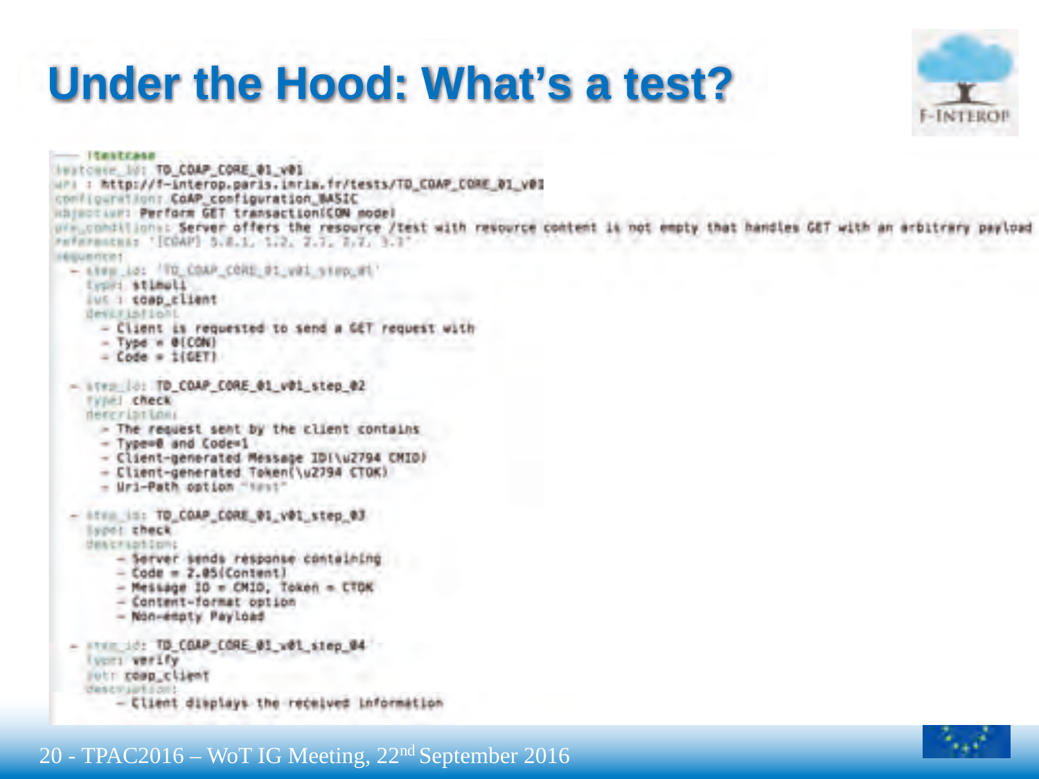# Under the Hood: What's a test?

```
--- !testcase
testcase_id: TD_COAP_CORE_01_v01
uri : http://f-interop.paris.inria.fr/tests/TD_COAP_CORE_01_v01
configuration: CoAP_configuration_BASIC
objective: Perform GET transaction(CON mode)
pre_conditions: Server offers the resource /test with resource content is not empty that handles GET with an arbitrary payload
references: '[COAP] 5.8.1, 1.2, 2.1, 2.2, 3.1'
sequence:
  - step_id: 'TD_COAP_CORE_01_v01_step_01'
    type: stimuli
    iut : coap_client
    description:
      - Client is requested to send a GET request with
      - Type = 0(CON)
      - Code = 1(GET)

  - step_id: TD_COAP_CORE_01_v01_step_02
    type: check
    description:
      - The request sent by the client contains
      - Type=0 and Code=1
      - Client-generated Message ID(\u2794 CMID)
      - Client-generated Token(\u2794 CTOK)
      - Uri-Path option "test"

  - step_id: TD_COAP_CORE_01_v01_step_03
    type: check
    description:
        - Server sends response containing
        - Code = 2.05(Content)
        - Message ID = CMID, Token = CTOK
        - Content-format option
        - Non-empty Payload

  - step_id: TD_COAP_CORE_01_v01_step_04
    type: verify
    iut: coap_client
    description:
        - Client displays the received information
```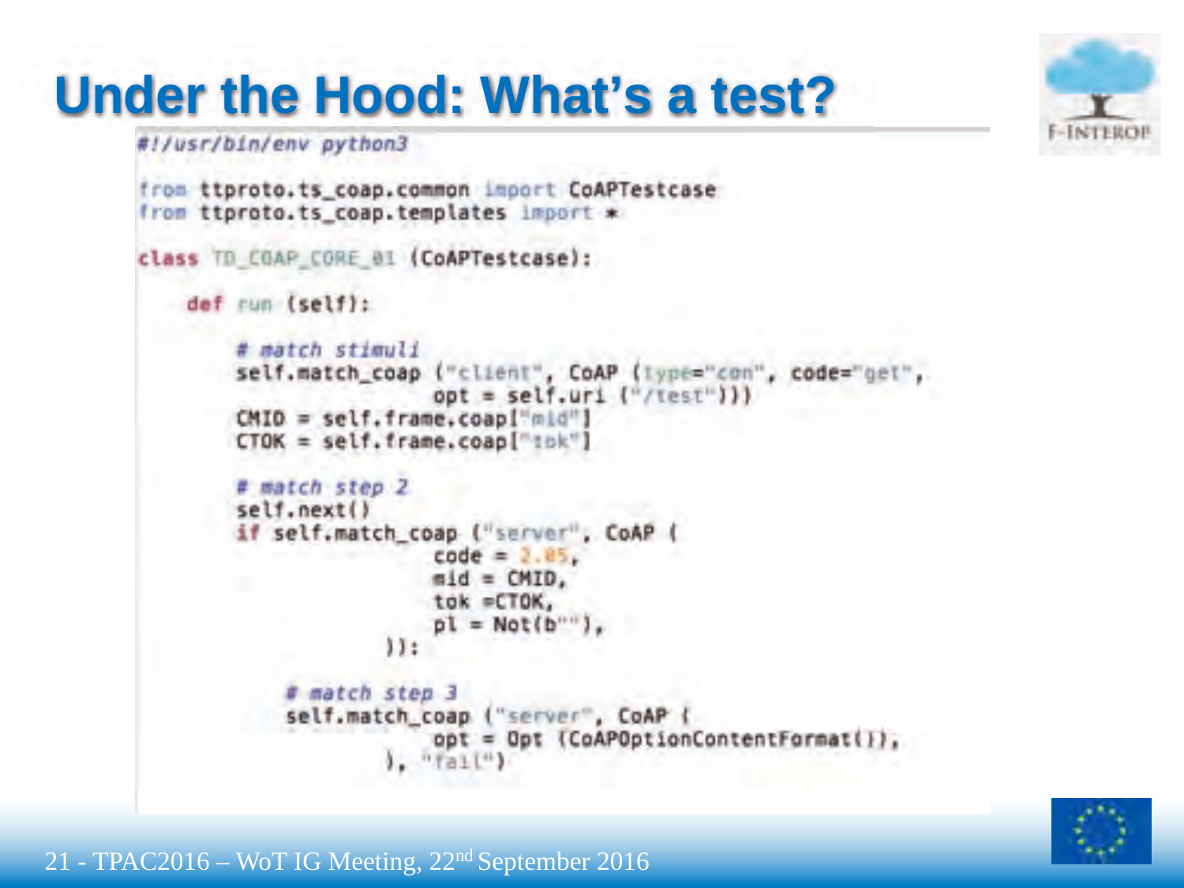# Under the Hood: What's a test?

```python
#!/usr/bin/env python3

from ttproto.ts_coap.common import CoAPTestcase
from ttproto.ts_coap.templates import *

class TD_COAP_CORE_01 (CoAPTestcase):

    def run (self):

        # match stimuli
        self.match_coap ("client", CoAP (type="con", code="get",
                                        opt = self.uri ("/test")))
        CMID = self.frame.coap["mid"]
        CTOK = self.frame.coap["tok"]

        # match step 2
        self.next()
        if self.match_coap ("server", CoAP (
                                        code = 2.05,
                                        mid = CMID,
                                        tok =CTOK,
                                        pl = Not(b""),
                                ))):

            # match step 3
            self.match_coap ("server", CoAP (
                                        opt = Opt (CoAPOptionContentFormat()),
                                ), "fail")
```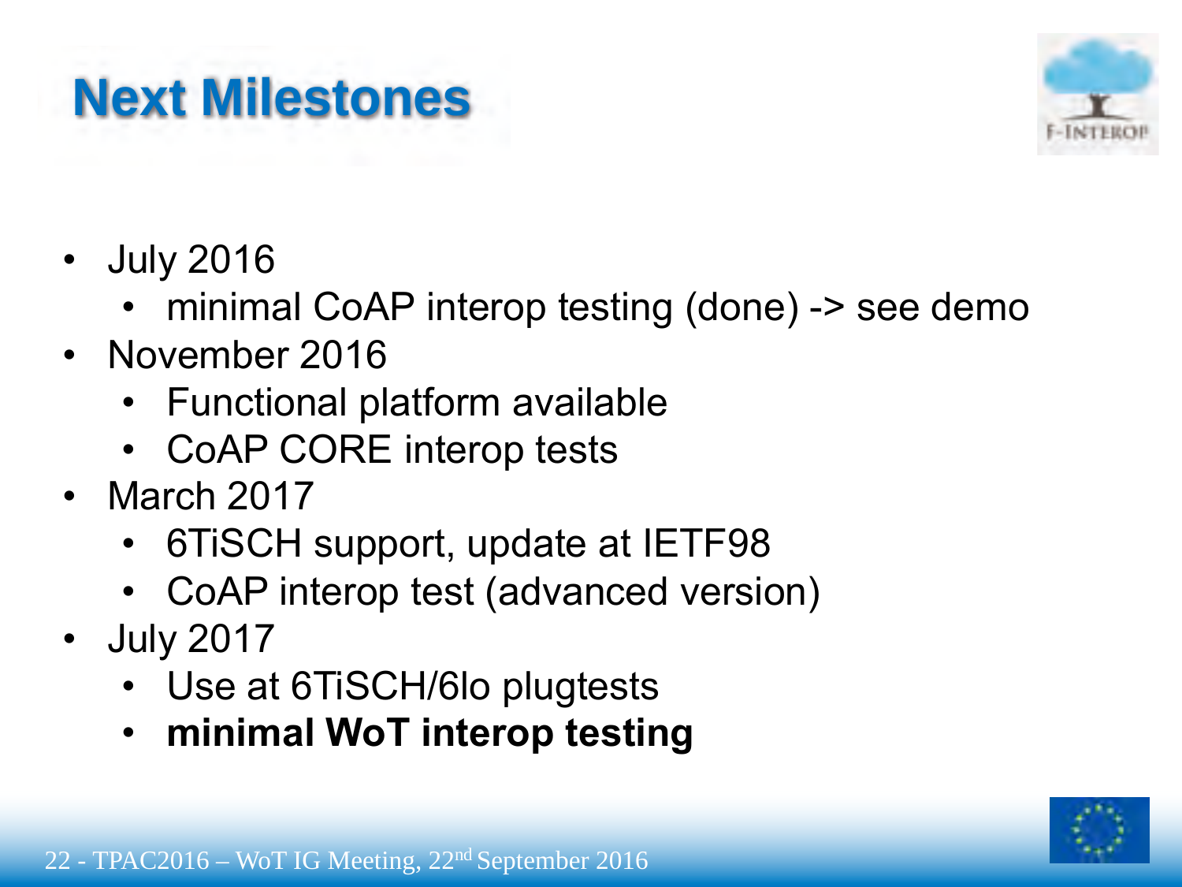# Next Milestones

- July 2016
  - minimal CoAP interop testing (done) -> see demo
- November 2016
  - Functional platform available
  - CoAP CORE interop tests
- March 2017
  - 6TiSCH support, update at IETF98
  - CoAP interop test (advanced version)
- July 2017
  - Use at 6TiSCH/6lo plugtests
  - **minimal WoT interop testing**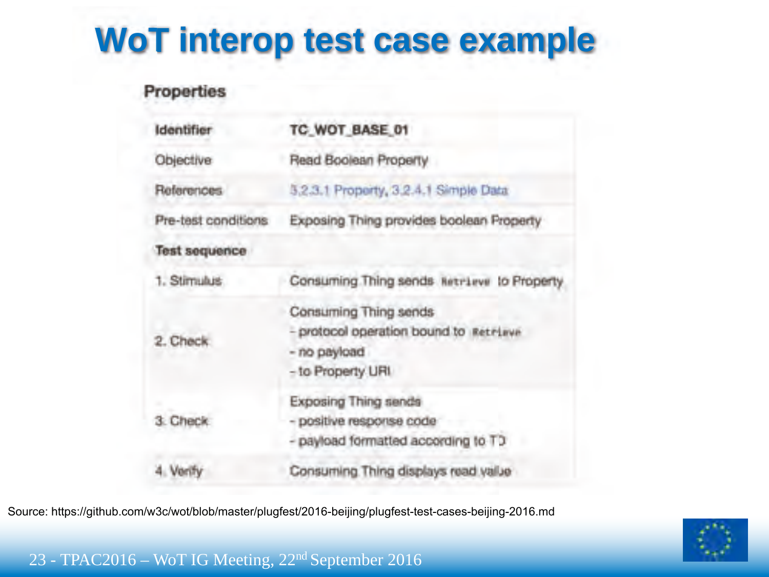# WoT interop test case example

### Properties

| Identifier | TC_WOT_BASE_01 |
|---|---|
| Objective | Read Boolean Property |
| References | 3.2.3.1 Property, 3.2.4.1 Simple Data |
| Pre-test conditions | Exposing Thing provides boolean Property |
| **Test sequence** | |
| 1. Stimulus | Consuming Thing sends `Retrieve` to Property |
| 2. Check | Consuming Thing sends<br>- protocol operation bound to `Retrieve`<br>- no payload<br>- to Property URI |
| 3. Check | Exposing Thing sends<br>- positive response code<br>- payload formatted according to TD |
| 4. Verify | Consuming Thing displays read value |

Source: https://github.com/w3c/wot/blob/master/plugfest/2016-beijing/plugfest-test-cases-beijing-2016.md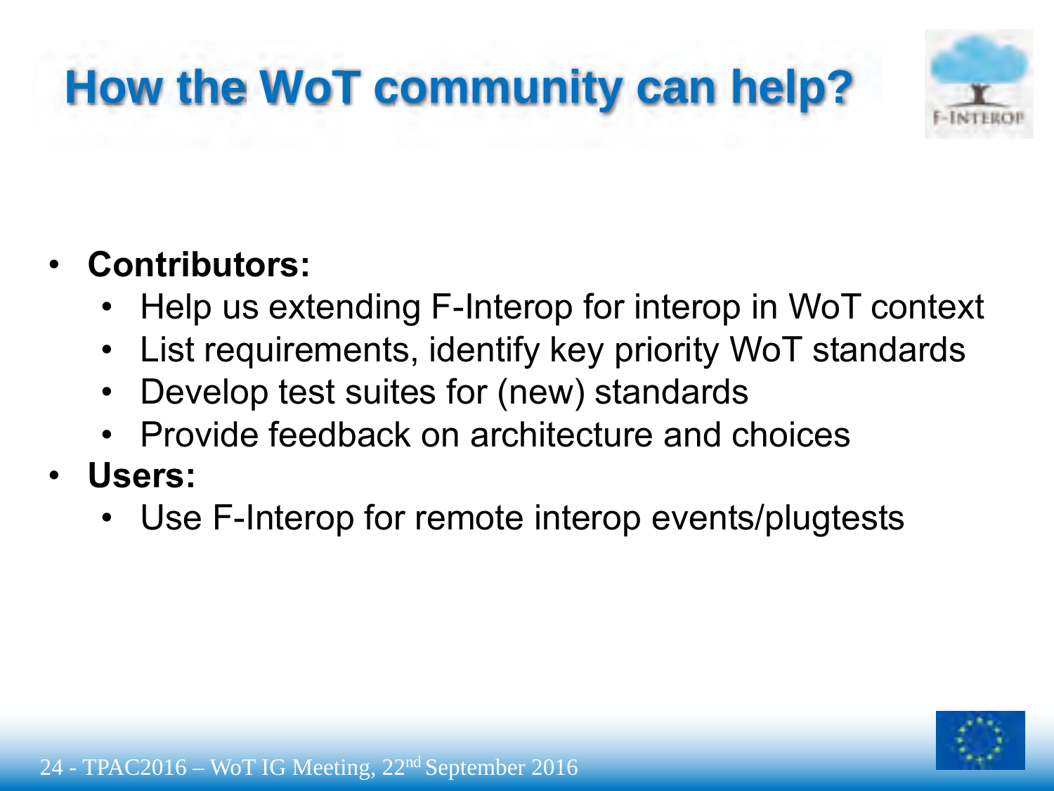# How the WoT community can help?

- **Contributors:**
  - Help us extending F-Interop for interop in WoT context
  - List requirements, identify key priority WoT standards
  - Develop test suites for (new) standards
  - Provide feedback on architecture and choices
- **Users:**
  - Use F-Interop for remote interop events/plugtests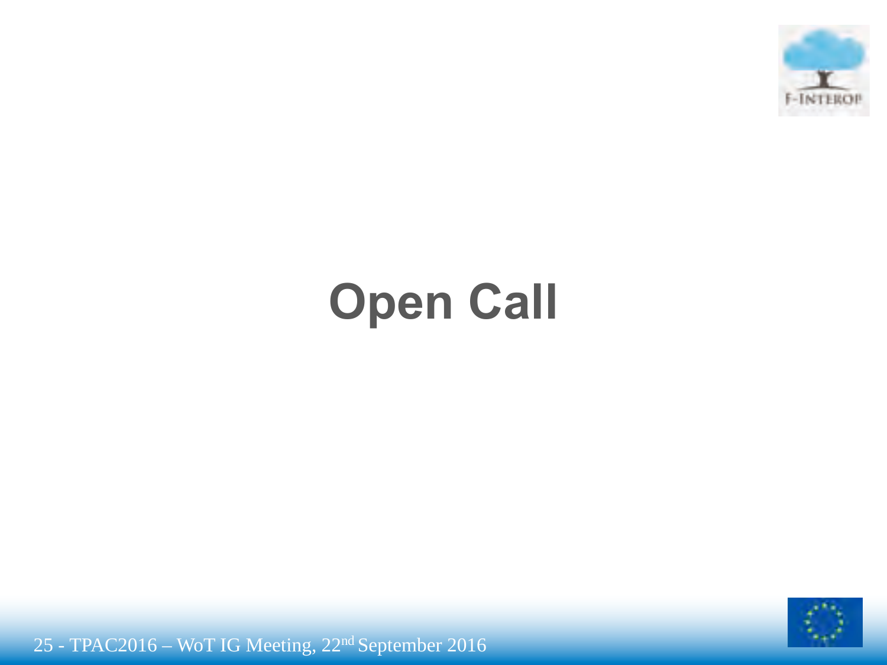# Open Call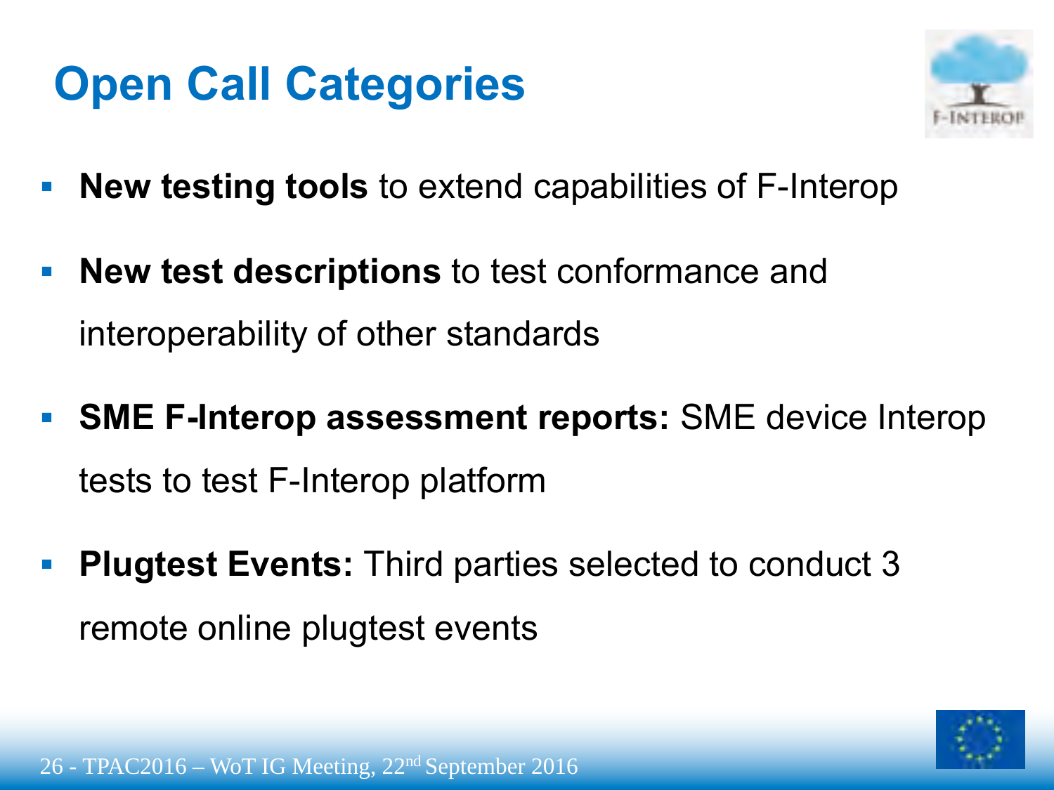# Open Call Categories

- **New testing tools** to extend capabilities of F-Interop
- **New test descriptions** to test conformance and interoperability of other standards
- **SME F-Interop assessment reports:** SME device Interop tests to test F-Interop platform
- **Plugtest Events:** Third parties selected to conduct 3 remote online plugtest events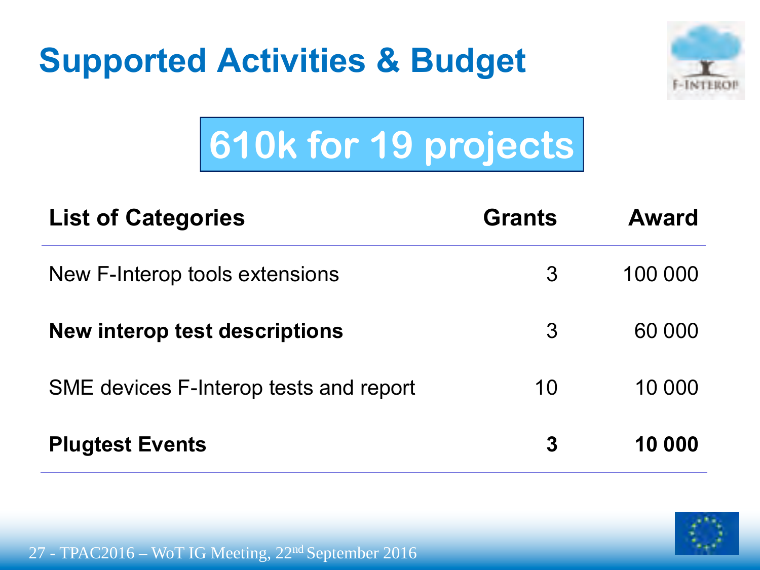# Supported Activities & Budget

**610k for 19 projects**

| List of Categories | Grants | Award |
|---|---|---|
| New F-Interop tools extensions | 3 | 100 000 |
| **New interop test descriptions** | 3 | 60 000 |
| SME devices F-Interop tests and report | 10 | 10 000 |
| **Plugtest Events** | **3** | **10 000** |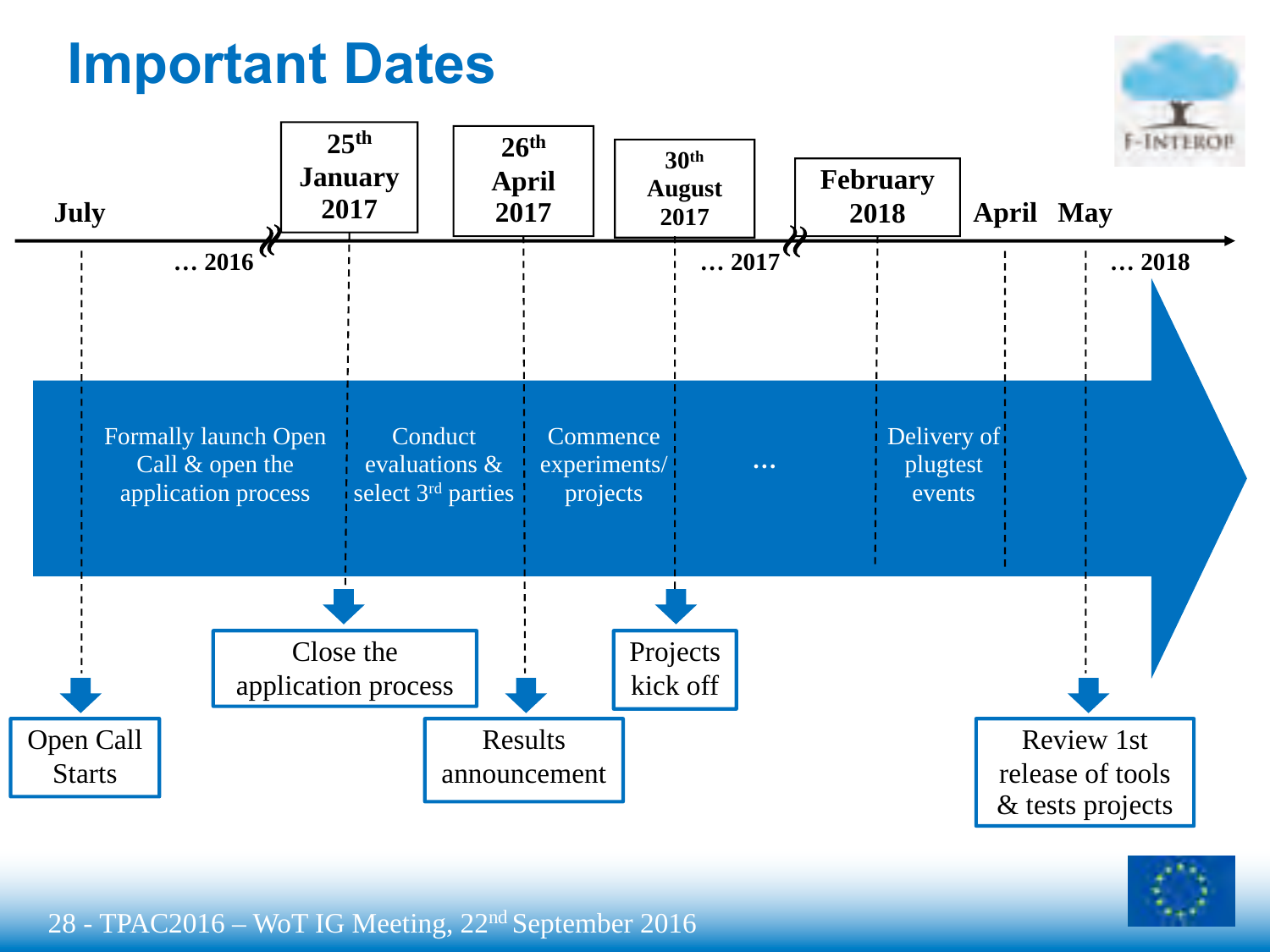# Important Dates

July … 2016

25th January 2017

26th April 2017

30th August 2017 … 2017

February 2018

April May … 2018

Formally launch Open Call & open the application process

Conduct evaluations & select 3rd parties

Commence experiments/ projects

…

Delivery of plugtest events

Open Call Starts

Close the application process

Results announcement

Projects kick off

Review 1st release of tools & tests projects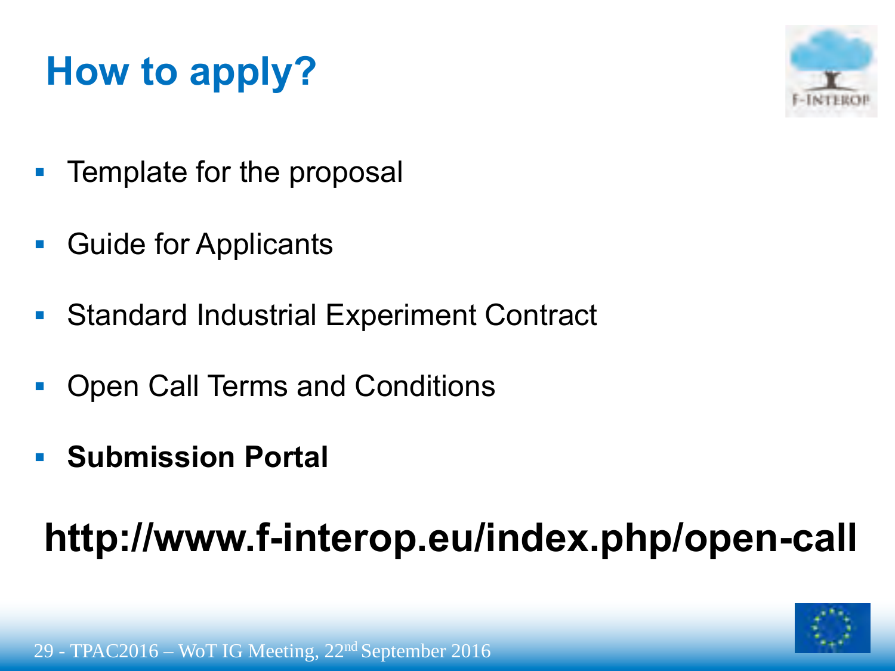# How to apply?

- Template for the proposal
- Guide for Applicants
- Standard Industrial Experiment Contract
- Open Call Terms and Conditions
- **Submission Portal**

**http://www.f-interop.eu/index.php/open-call**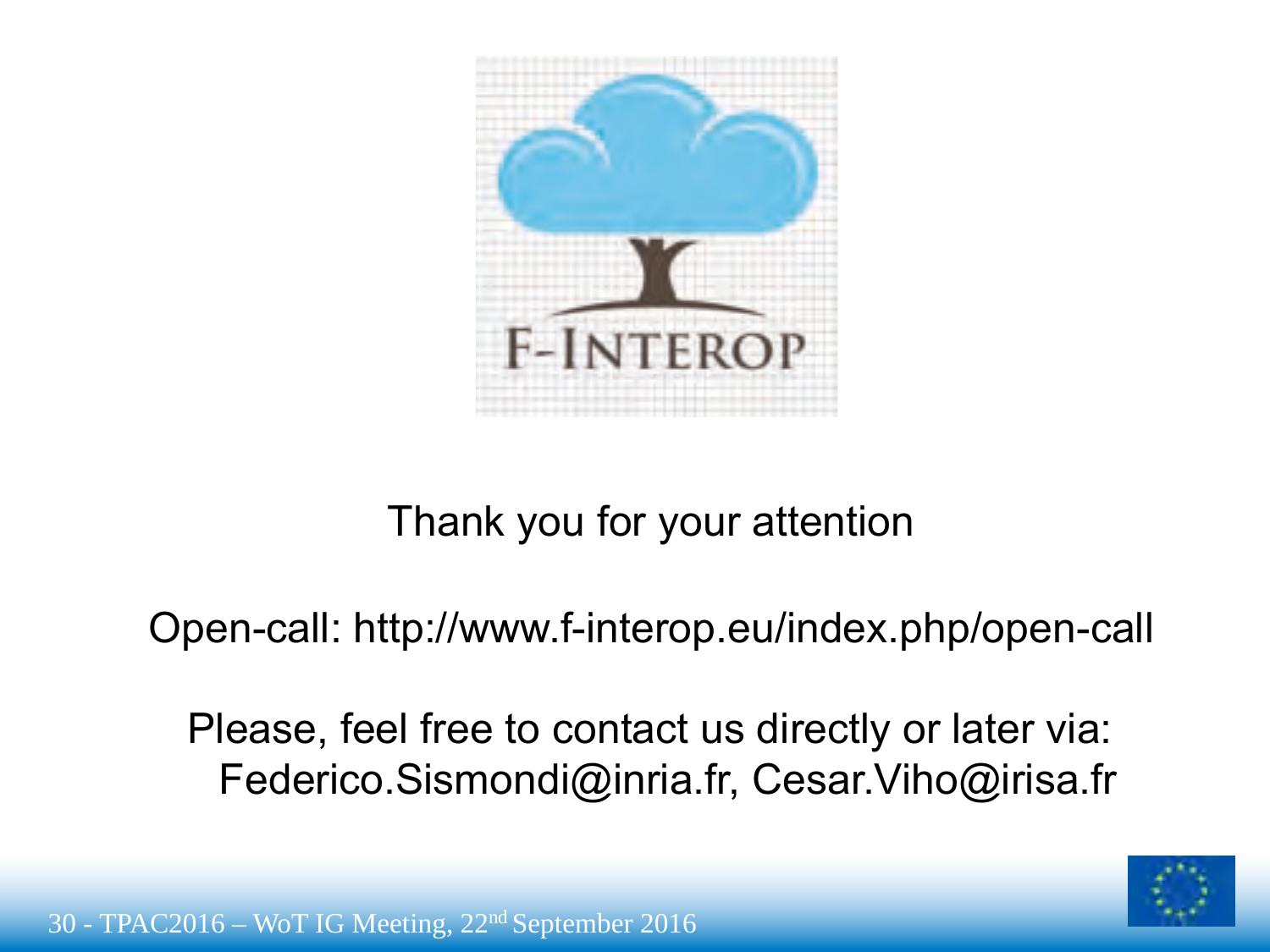F-INTEROP

Thank you for your attention

Open-call: http://www.f-interop.eu/index.php/open-call

Please, feel free to contact us directly or later via: Federico.Sismondi@inria.fr, Cesar.Viho@irisa.fr